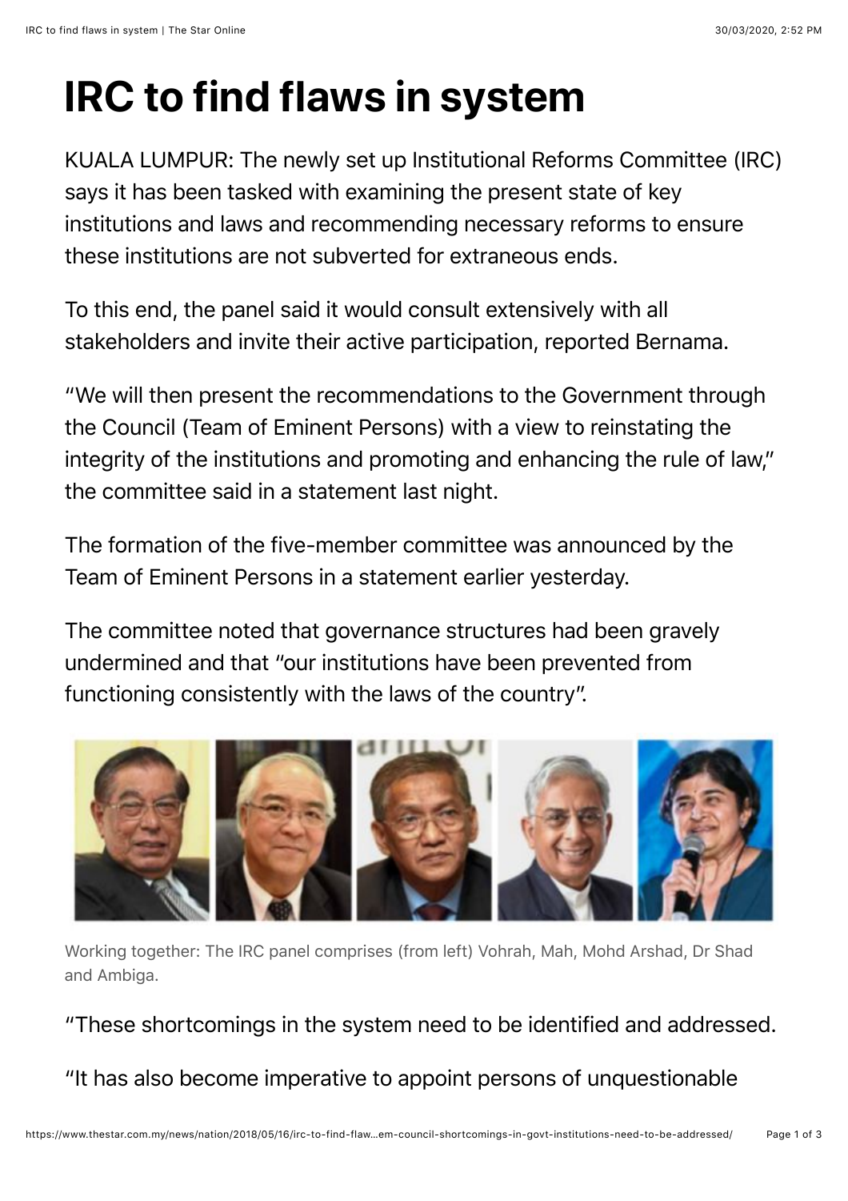# IRC to find flaws in system

KUALA LUMPUR: The newly set up Institutional Reforms Committee (IRC) says it has been tasked with examining the present state of key institutions and laws and recommending necessary reforms to ensure these institutions are not subverted for extraneous ends.

To this end, the panel said it would consult extensively with all stakeholders and invite their active participation, reported Bernama.

"We will then present the recommendations to the Government through the Council (Team of Eminent Persons) with a view to reinstating the integrity of the institutions and promoting and enhancing the rule of law," the committee said in a statement last night.

The formation of the five-member committee was announced by the Team of Eminent Persons in a statement earlier yesterday.

The committee noted that governance structures had been gravely undermined and that "our institutions have been prevented from functioning consistently with the laws of the country".

Working together: The IRC panel comprises (from left) Vohrah, Mah, Mohd Arshad, Dr Shad and Ambiga.

"These shortcomings in the system need to be identified and addressed.

"It has also become imperative to appoint persons of unquestionable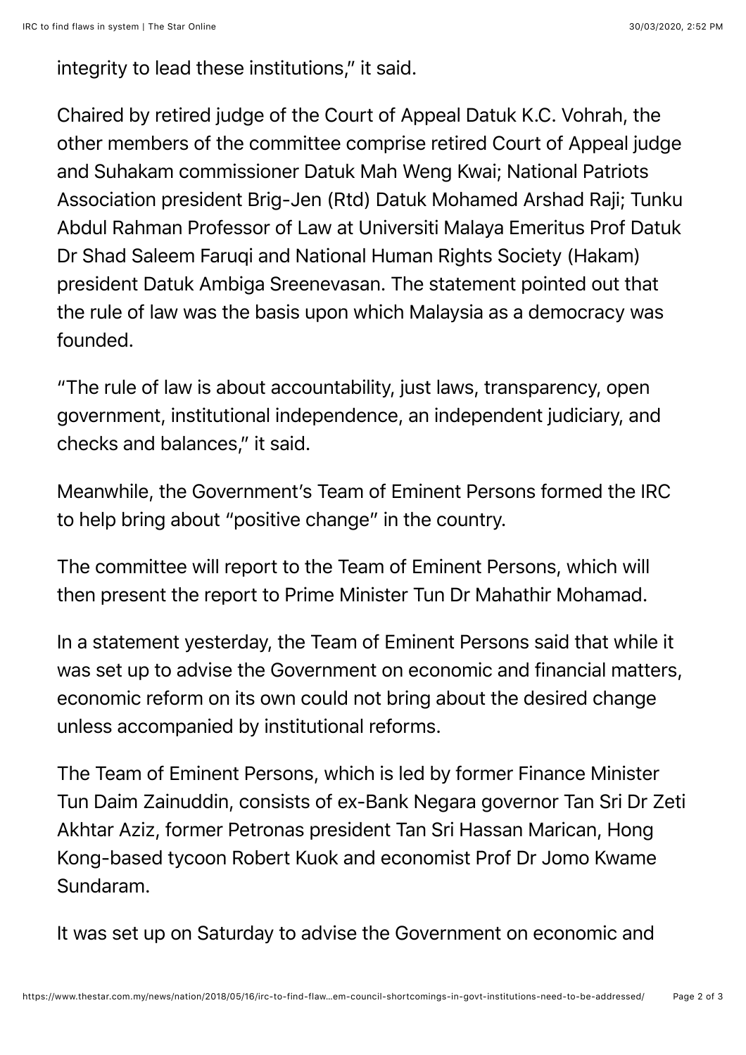integrity to lead these institutions," it said.

Chaired by retired judge of the Court of Appeal Datuk K.C. Vohrah, the other members of the committee comprise retired Court of Appeal judge and Suhakam commissioner Datuk Mah Weng Kwai; National Patriots Association president Brig-Jen (Rtd) Datuk Mohamed Arshad Raji; Tunku Abdul Rahman Professor of Law at Universiti Malaya Emeritus Prof Datuk Dr Shad Saleem Faruqi and National Human Rights Society (Hakam) president Datuk Ambiga Sreenevasan. The statement pointed out that the rule of law was the basis upon which Malaysia as a democracy was founded.

"The rule of law is about accountability, just laws, transparency, open government, institutional independence, an independent judiciary, and checks and balances," it said.

Meanwhile, the Government's Team of Eminent Persons formed the IRC to help bring about "positive change" in the country.

The committee will report to the Team of Eminent Persons, which will then present the report to Prime Minister Tun Dr Mahathir Mohamad.

In a statement yesterday, the Team of Eminent Persons said that while it was set up to advise the Government on economic and financial matters, economic reform on its own could not bring about the desired change unless accompanied by institutional reforms.

The Team of Eminent Persons, which is led by former Finance Minister Tun Daim Zainuddin, consists of ex-Bank Negara governor Tan Sri Dr Zeti Akhtar Aziz, former Petronas president Tan Sri Hassan Marican, Hong Kong-based tycoon Robert Kuok and economist Prof Dr Jomo Kwame Sundaram.

It was set up on Saturday to advise the Government on economic and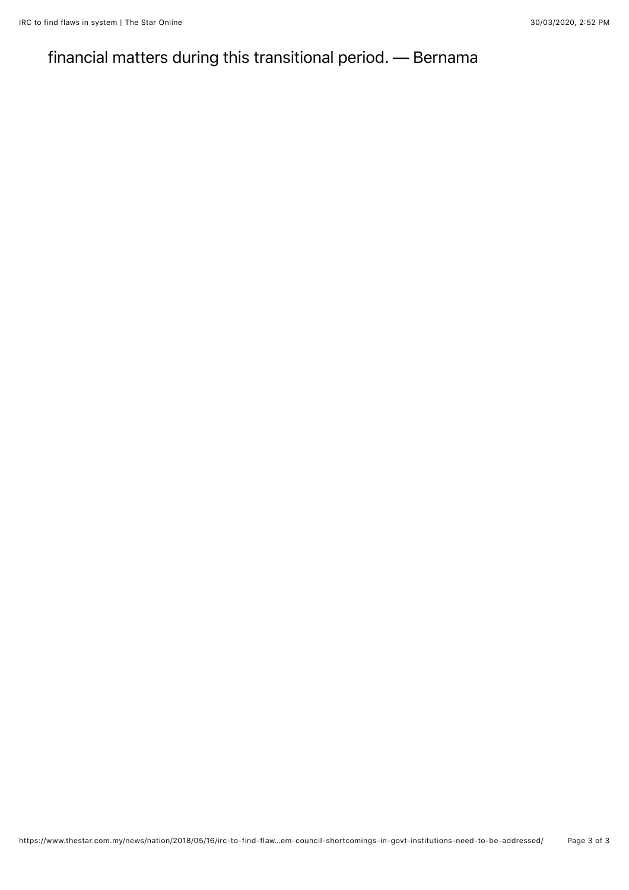financial matters during this transitional period. — Bernama